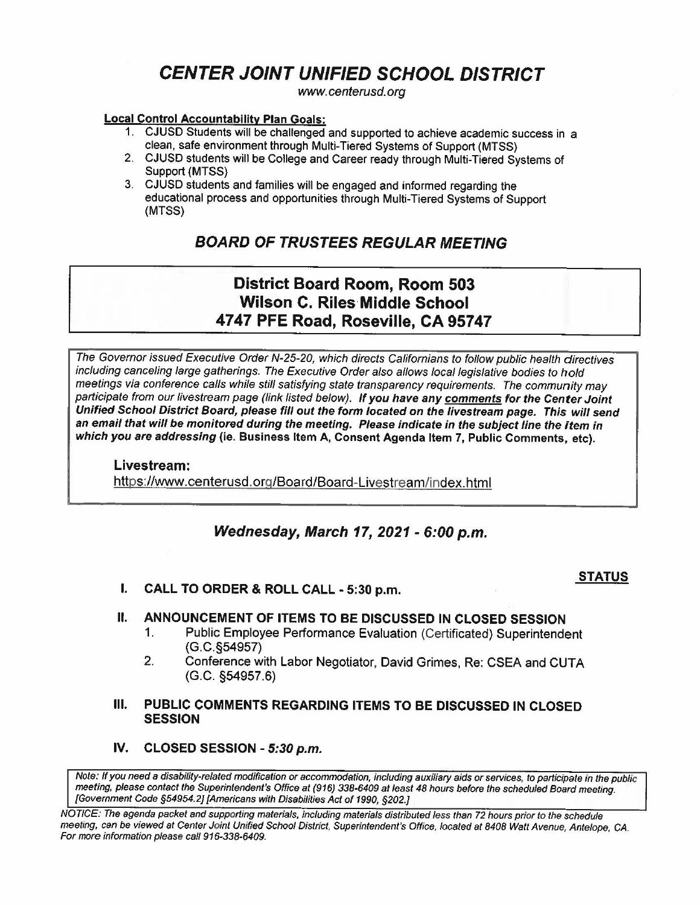# *CENTER JOINT UNIFIED SCHOOL DISTRICT*

*www.centerusd.org*

**Local Control Accountability Plan Goals:**

1. CJUSD Students will be challenged and supported to achieve academic success in a clean, safe environment through Multi-Tiered Systems of Support (MTSS)
2. CJUSD students will be College and Career ready through Multi-Tiered Systems of Support (MTSS)
3. CJUSD students and families will be engaged and informed regarding the educational process and opportunities through Multi-Tiered Systems of Support (MTSS)

## *BOARD OF TRUSTEES REGULAR MEETING*

**District Board Room, Room 503**
**Wilson C. Riles Middle School**
**4747 PFE Road, Roseville, CA 95747**

*The Governor issued Executive Order N-25-20, which directs Californians to follow public health directives including canceling large gatherings. The Executive Order also allows local legislative bodies to hold meetings via conference calls while still satisfying state transparency requirements. The community may participate from our livestream page (link listed below).* ***If you have any comments for the Center Joint Unified School District Board, please fill out the form located on the livestream page. This will send an email that will be monitored during the meeting. Please indicate in the subject line the item in which you are addressing*** **(ie. Business Item A, Consent Agenda Item 7, Public Comments, etc).**

**Livestream:**
https://www.centerusd.org/Board/Board-Livestream/index.html

### *Wednesday, March 17, 2021 - 6:00 p.m.*

**STATUS**

**I. CALL TO ORDER & ROLL CALL - 5:30 p.m.**

**II. ANNOUNCEMENT OF ITEMS TO BE DISCUSSED IN CLOSED SESSION**

1. Public Employee Performance Evaluation (Certificated) Superintendent (G.C.§54957)
2. Conference with Labor Negotiator, David Grimes, Re: CSEA and CUTA (G.C. §54957.6)

**III. PUBLIC COMMENTS REGARDING ITEMS TO BE DISCUSSED IN CLOSED SESSION**

**IV. CLOSED SESSION - *5:30 p.m.***

*Note: If you need a disability-related modification or accommodation, including auxiliary aids or services, to participate in the public meeting, please contact the Superintendent's Office at (916) 338-6409 at least 48 hours before the scheduled Board meeting. [Government Code §54954.2] [Americans with Disabilities Act of 1990, §202.]*

*NOTICE: The agenda packet and supporting materials, including materials distributed less than 72 hours prior to the schedule meeting, can be viewed at Center Joint Unified School District, Superintendent's Office, located at 8408 Watt Avenue, Antelope, CA. For more information please call 916-338-6409.*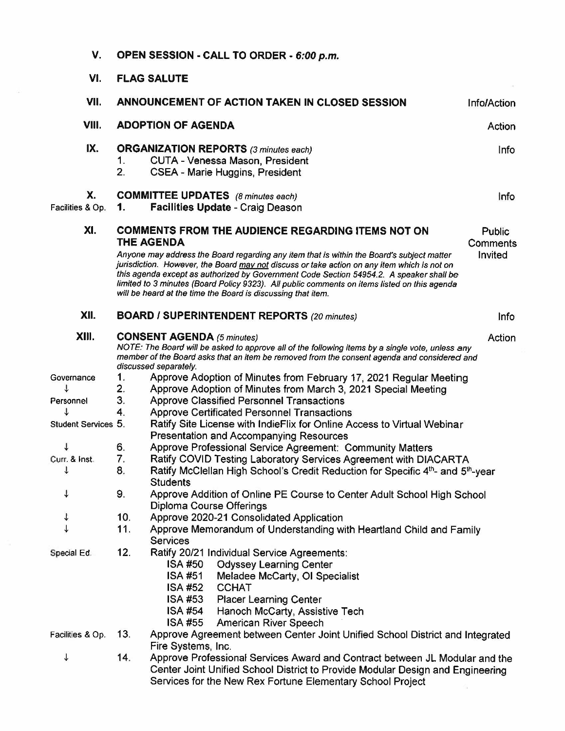**V. OPEN SESSION - CALL TO ORDER - *6:00 p.m.***

**VI. FLAG SALUTE**

**VII. ANNOUNCEMENT OF ACTION TAKEN IN CLOSED SESSION** — Info/Action

**VIII. ADOPTION OF AGENDA** — Action

**IX. ORGANIZATION REPORTS** *(3 minutes each)* — Info

1. CUTA - Venessa Mason, President
2. CSEA - Marie Huggins, President

**X. COMMITTEE UPDATES** *(8 minutes each)* — Info

Facilities & Op. **1. Facilities Update** - Craig Deason

**XI. COMMENTS FROM THE AUDIENCE REGARDING ITEMS NOT ON THE AGENDA** — Public Comments Invited

*Anyone may address the Board regarding any item that is within the Board's subject matter jurisdiction. However, the Board may not discuss or take action on any item which is not on this agenda except as authorized by Government Code Section 54954.2. A speaker shall be limited to 3 minutes (Board Policy 9323). All public comments on items listed on this agenda will be heard at the time the Board is discussing that item.*

**XII. BOARD / SUPERINTENDENT REPORTS** *(20 minutes)* — Info

**XIII. CONSENT AGENDA** *(5 minutes)* — Action

*NOTE: The Board will be asked to approve all of the following items by a single vote, unless any member of the Board asks that an item be removed from the consent agenda and considered and discussed separately.*

Governance
1. Approve Adoption of Minutes from February 17, 2021 Regular Meeting
2. Approve Adoption of Minutes from March 3, 2021 Special Meeting

Personnel
3. Approve Classified Personnel Transactions
4. Approve Certificated Personnel Transactions

Student Services
5. Ratify Site License with IndieFlix for Online Access to Virtual Webinar Presentation and Accompanying Resources
6. Approve Professional Service Agreement: Community Matters

Curr. & Inst.
7. Ratify COVID Testing Laboratory Services Agreement with DIACARTA
8. Ratify McClellan High School's Credit Reduction for Specific 4th- and 5th-year Students
9. Approve Addition of Online PE Course to Center Adult School High School Diploma Course Offerings
10. Approve 2020-21 Consolidated Application
11. Approve Memorandum of Understanding with Heartland Child and Family Services

Special Ed.
12. Ratify 20/21 Individual Service Agreements:
    - ISA #50 Odyssey Learning Center
    - ISA #51 Meladee McCarty, OI Specialist
    - ISA #52 CCHAT
    - ISA #53 Placer Learning Center
    - ISA #54 Hanoch McCarty, Assistive Tech
    - ISA #55 American River Speech

Facilities & Op.
13. Approve Agreement between Center Joint Unified School District and Integrated Fire Systems, Inc.
14. Approve Professional Services Award and Contract between JL Modular and the Center Joint Unified School District to Provide Modular Design and Engineering Services for the New Rex Fortune Elementary School Project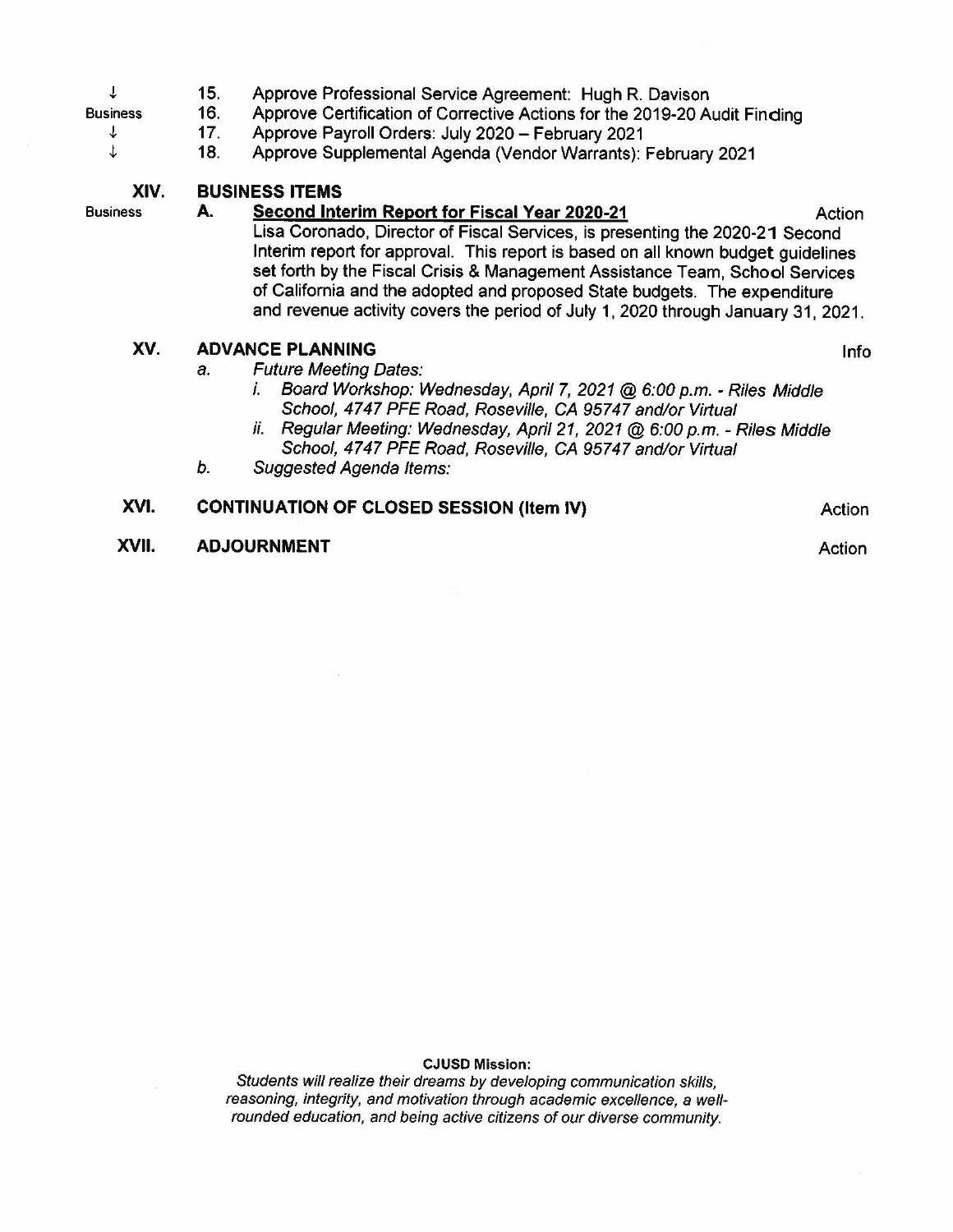↓ 15. Approve Professional Service Agreement: Hugh R. Davison

Business 16. Approve Certification of Corrective Actions for the 2019-20 Audit Finding

↓ 17. Approve Payroll Orders: July 2020 – February 2021

↓ 18. Approve Supplemental Agenda (Vendor Warrants): February 2021

## XIV. BUSINESS ITEMS

Business **A. <u>Second Interim Report for Fiscal Year 2020-21</u>** Action

Lisa Coronado, Director of Fiscal Services, is presenting the 2020-21 Second Interim report for approval. This report is based on all known budget guidelines set forth by the Fiscal Crisis & Management Assistance Team, School Services of California and the adopted and proposed State budgets. The expenditure and revenue activity covers the period of July 1, 2020 through January 31, 2021.

## XV. ADVANCE PLANNING Info

a. *Future Meeting Dates:*
   i. *Board Workshop: Wednesday, April 7, 2021 @ 6:00 p.m. - Riles Middle School, 4747 PFE Road, Roseville, CA 95747 and/or Virtual*
   ii. *Regular Meeting: Wednesday, April 21, 2021 @ 6:00 p.m. - Riles Middle School, 4747 PFE Road, Roseville, CA 95747 and/or Virtual*

b. *Suggested Agenda Items:*

## XVI. CONTINUATION OF CLOSED SESSION (Item IV) Action

## XVII. ADJOURNMENT Action

**CJUSD Mission:**

*Students will realize their dreams by developing communication skills, reasoning, integrity, and motivation through academic excellence, a well-rounded education, and being active citizens of our diverse community.*